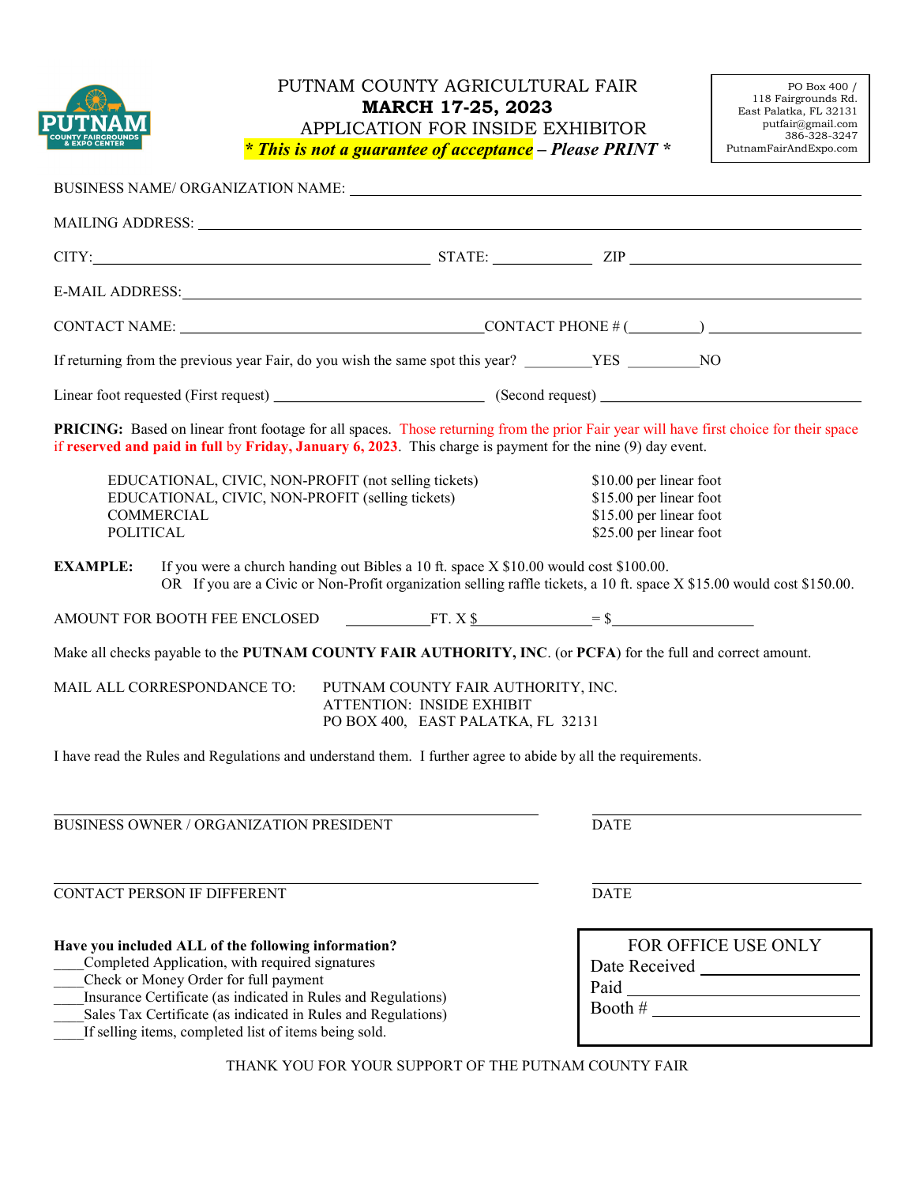PO Box 400 /
118 Fairgrounds Rd.
East Palatka, FL 32131
putfair@gmail.com
386-328-3247
PutnamFairAndExpo.com

# PUTNAM COUNTY AGRICULTURAL FAIR

## MARCH 17-25, 2023

## APPLICATION FOR INSIDE EXHIBITOR

***\* This is not a guarantee of acceptance – Please PRINT \****

BUSINESS NAME/ ORGANIZATION NAME: ______________________________________________

MAILING ADDRESS: ______________________________________________

CITY: ______________________ STATE: __________ ZIP ______________

E-MAIL ADDRESS: ______________________________________________

CONTACT NAME: ______________________ CONTACT PHONE # (________) ______________

If returning from the previous year Fair, do you wish the same spot this year? ________YES ________NO

Linear foot requested (First request) ______________ (Second request) ______________

**PRICING:** Based on linear front footage for all spaces. Those returning from the prior Fair year will have first choice for their space if **reserved and paid in full** by **Friday, January 6, 2023**. This charge is payment for the nine (9) day event.

| | |
|---|---|
| EDUCATIONAL, CIVIC, NON-PROFIT (not selling tickets) | $10.00 per linear foot |
| EDUCATIONAL, CIVIC, NON-PROFIT (selling tickets) | $15.00 per linear foot |
| COMMERCIAL | $15.00 per linear foot |
| POLITICAL | $25.00 per linear foot |

**EXAMPLE:** If you were a church handing out Bibles a 10 ft. space X $10.00 would cost $100.00.
OR If you are a Civic or Non-Profit organization selling raffle tickets, a 10 ft. space X $15.00 would cost $150.00.

AMOUNT FOR BOOTH FEE ENCLOSED __________FT. X $______________ = $________________

Make all checks payable to the **PUTNAM COUNTY FAIR AUTHORITY, INC**. (or **PCFA**) for the full and correct amount.

MAIL ALL CORRESPONDANCE TO: PUTNAM COUNTY FAIR AUTHORITY, INC.
ATTENTION: INSIDE EXHIBIT
PO BOX 400, EAST PALATKA, FL 32131

I have read the Rules and Regulations and understand them. I further agree to abide by all the requirements.

______________________________________________ ______________________
BUSINESS OWNER / ORGANIZATION PRESIDENT DATE

______________________________________________ ______________________
CONTACT PERSON IF DIFFERENT DATE

**Have you included ALL of the following information?**

____Completed Application, with required signatures
____Check or Money Order for full payment
____Insurance Certificate (as indicated in Rules and Regulations)
____Sales Tax Certificate (as indicated in Rules and Regulations)
____If selling items, completed list of items being sold.

FOR OFFICE USE ONLY
Date Received ______________
Paid ______________
Booth # ______________

THANK YOU FOR YOUR SUPPORT OF THE PUTNAM COUNTY FAIR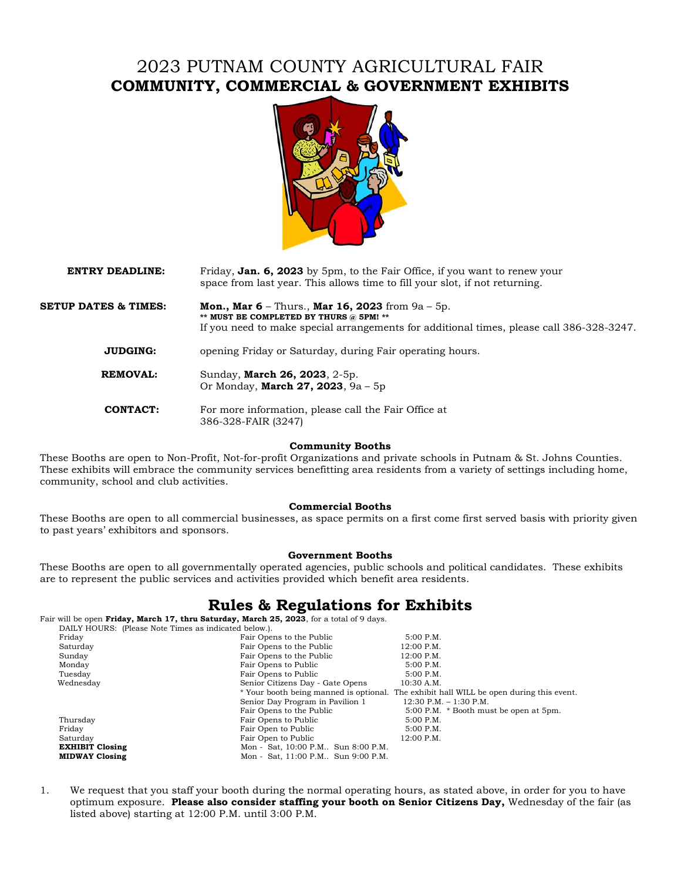# 2023 PUTNAM COUNTY AGRICULTURAL FAIR
## COMMUNITY, COMMERCIAL & GOVERNMENT EXHIBITS

**ENTRY DEADLINE:** Friday, **Jan. 6, 2023** by 5pm, to the Fair Office, if you want to renew your space from last year. This allows time to fill your slot, if not returning.

**SETUP DATES & TIMES:** **Mon., Mar 6** – Thurs., **Mar 16, 2023** from 9a – 5p.
**** MUST BE COMPLETED BY THURS @ 5PM! ****
If you need to make special arrangements for additional times, please call 386-328-3247.

**JUDGING:** opening Friday or Saturday, during Fair operating hours.

**REMOVAL:** Sunday, **March 26, 2023**, 2-5p.
Or Monday, **March 27, 2023**, 9a – 5p

**CONTACT:** For more information, please call the Fair Office at 386-328-FAIR (3247)

### Community Booths

These Booths are open to Non-Profit, Not-for-profit Organizations and private schools in Putnam & St. Johns Counties. These exhibits will embrace the community services benefitting area residents from a variety of settings including home, community, school and club activities.

### Commercial Booths

These Booths are open to all commercial businesses, as space permits on a first come first served basis with priority given to past years' exhibitors and sponsors.

### Government Booths

These Booths are open to all governmentally operated agencies, public schools and political candidates. These exhibits are to represent the public services and activities provided which benefit area residents.

## Rules & Regulations for Exhibits

Fair will be open **Friday, March 17, thru Saturday, March 25, 2023**, for a total of 9 days.

DAILY HOURS: (Please Note Times as indicated below.).

| | | |
|---|---|---|
| Friday | Fair Opens to the Public | 5:00 P.M. |
| Saturday | Fair Opens to the Public | 12:00 P.M. |
| Sunday | Fair Opens to the Public | 12:00 P.M. |
| Monday | Fair Opens to Public | 5:00 P.M. |
| Tuesday | Fair Opens to Public | 5:00 P.M. |
| Wednesday | Senior Citizens Day - Gate Opens | 10:30 A.M. |
| | * Your booth being manned is optional. | The exhibit hall WILL be open during this event. |
| | Senior Day Program in Pavilion 1 | 12:30 P.M. – 1:30 P.M. |
| | Fair Opens to the Public | 5:00 P.M. * Booth must be open at 5pm. |
| Thursday | Fair Opens to Public | 5:00 P.M. |
| Friday | Fair Open to Public | 5:00 P.M. |
| Saturday | Fair Open to Public | 12:00 P.M. |
| **EXHIBIT Closing** | Mon - Sat, 10:00 P.M.. Sun 8:00 P.M. | |
| **MIDWAY Closing** | Mon - Sat, 11:00 P.M.. Sun 9:00 P.M. | |

1. We request that you staff your booth during the normal operating hours, as stated above, in order for you to have optimum exposure. **Please also consider staffing your booth on Senior Citizens Day,** Wednesday of the fair (as listed above) starting at 12:00 P.M. until 3:00 P.M.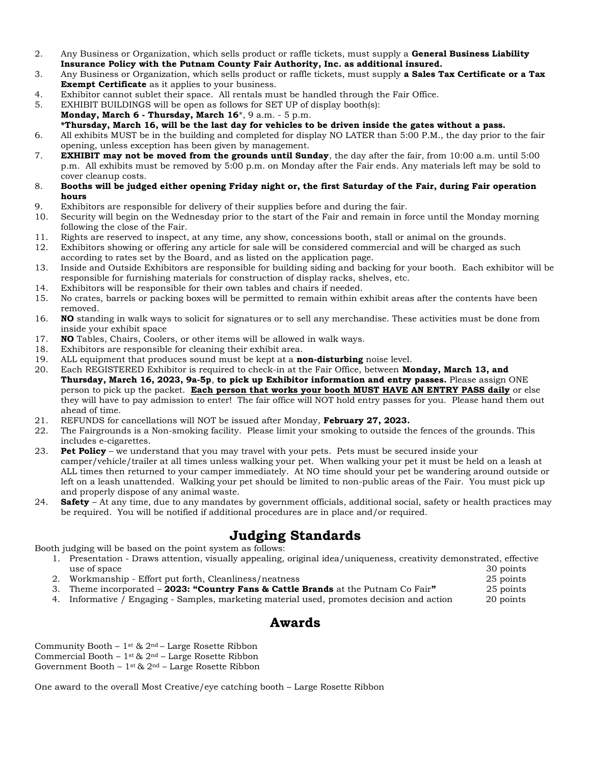2. Any Business or Organization, which sells product or raffle tickets, must supply a **General Business Liability Insurance Policy with the Putnam County Fair Authority, Inc. as additional insured.**
3. Any Business or Organization, which sells product or raffle tickets, must supply **a Sales Tax Certificate or a Tax Exempt Certificate** as it applies to your business.
4. Exhibitor cannot sublet their space. All rentals must be handled through the Fair Office.
5. EXHIBIT BUILDINGS will be open as follows for SET UP of display booth(s):
   **Monday, March 6 - Thursday, March 16***, 9 a.m. - 5 p.m.
   ***Thursday, March 16, will be the last day for vehicles to be driven inside the gates without a pass.**
6. All exhibits MUST be in the building and completed for display NO LATER than 5:00 P.M., the day prior to the fair opening, unless exception has been given by management.
7. **EXHIBIT may not be moved from the grounds until Sunday**, the day after the fair, from 10:00 a.m. until 5:00 p.m. All exhibits must be removed by 5:00 p.m. on Monday after the Fair ends. Any materials left may be sold to cover cleanup costs.
8. **Booths will be judged either opening Friday night or, the first Saturday of the Fair, during Fair operation hours**
9. Exhibitors are responsible for delivery of their supplies before and during the fair.
10. Security will begin on the Wednesday prior to the start of the Fair and remain in force until the Monday morning following the close of the Fair.
11. Rights are reserved to inspect, at any time, any show, concessions booth, stall or animal on the grounds.
12. Exhibitors showing or offering any article for sale will be considered commercial and will be charged as such according to rates set by the Board, and as listed on the application page.
13. Inside and Outside Exhibitors are responsible for building siding and backing for your booth. Each exhibitor will be responsible for furnishing materials for construction of display racks, shelves, etc.
14. Exhibitors will be responsible for their own tables and chairs if needed.
15. No crates, barrels or packing boxes will be permitted to remain within exhibit areas after the contents have been removed.
16. **NO** standing in walk ways to solicit for signatures or to sell any merchandise. These activities must be done from inside your exhibit space
17. **NO** Tables, Chairs, Coolers, or other items will be allowed in walk ways.
18. Exhibitors are responsible for cleaning their exhibit area.
19. ALL equipment that produces sound must be kept at a **non-disturbing** noise level.
20. Each REGISTERED Exhibitor is required to check-in at the Fair Office, between **Monday, March 13, and Thursday, March 16, 2023, 9a-5p**, **to pick up Exhibitor information and entry passes.** Please assign ONE person to pick up the packet. **Each person that works your booth MUST HAVE AN ENTRY PASS daily** or else they will have to pay admission to enter! The fair office will NOT hold entry passes for you. Please hand them out ahead of time.
21. REFUNDS for cancellations will NOT be issued after Monday, **February 27, 2023.**
22. The Fairgrounds is a Non-smoking facility. Please limit your smoking to outside the fences of the grounds. This includes e-cigarettes.
23. **Pet Policy** – we understand that you may travel with your pets. Pets must be secured inside your camper/vehicle/trailer at all times unless walking your pet. When walking your pet it must be held on a leash at ALL times then returned to your camper immediately. At NO time should your pet be wandering around outside or left on a leash unattended. Walking your pet should be limited to non-public areas of the Fair. You must pick up and properly dispose of any animal waste.
24. **Safety** – At any time, due to any mandates by government officials, additional social, safety or health practices may be required. You will be notified if additional procedures are in place and/or required.

# Judging Standards

Booth judging will be based on the point system as follows:

1. Presentation - Draws attention, visually appealing, original idea/uniqueness, creativity demonstrated, effective use of space — 30 points
2. Workmanship - Effort put forth, Cleanliness/neatness — 25 points
3. Theme incorporated – **2023: "Country Fans & Cattle Brands** at the Putnam Co Fair**"** — 25 points
4. Informative / Engaging - Samples, marketing material used, promotes decision and action — 20 points

# Awards

Community Booth – 1st & 2nd – Large Rosette Ribbon
Commercial Booth – 1st & 2nd – Large Rosette Ribbon
Government Booth – 1st & 2nd – Large Rosette Ribbon

One award to the overall Most Creative/eye catching booth – Large Rosette Ribbon